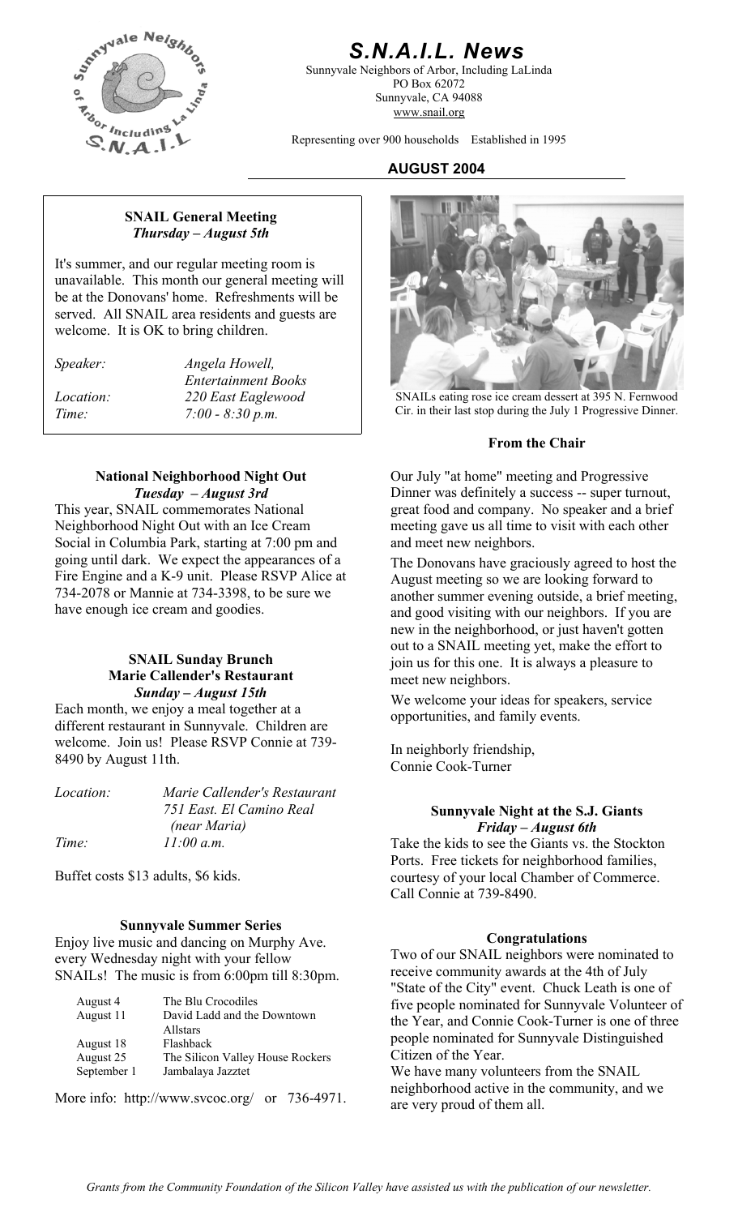# S.N.A.I.L. News

Sunnyvale Neighbors of Arbor, Including LaLinda
PO Box 62072
Sunnyvale, CA 94088
www.snail.org

Representing over 900 households Established in 1995

**AUGUST 2004**

## SNAIL General Meeting
***Thursday – August 5th***

It's summer, and our regular meeting room is unavailable. This month our general meeting will be at the Donovans' home. Refreshments will be served. All SNAIL area residents and guests are welcome. It is OK to bring children.

| | |
|---|---|
| *Speaker:* | *Angela Howell, Entertainment Books* |
| *Location:* | *220 East Eaglewood* |
| *Time:* | *7:00 - 8:30 p.m.* |

## National Neighborhood Night Out
***Tuesday – August 3rd***

This year, SNAIL commemorates National Neighborhood Night Out with an Ice Cream Social in Columbia Park, starting at 7:00 pm and going until dark. We expect the appearances of a Fire Engine and a K-9 unit. Please RSVP Alice at 734-2078 or Mannie at 734-3398, to be sure we have enough ice cream and goodies.

## SNAIL Sunday Brunch
## Marie Callender's Restaurant
***Sunday – August 15th***

Each month, we enjoy a meal together at a different restaurant in Sunnyvale. Children are welcome. Join us! Please RSVP Connie at 739-8490 by August 11th.

| | |
|---|---|
| *Location:* | *Marie Callender's Restaurant 751 East. El Camino Real (near Maria)* |
| *Time:* | *11:00 a.m.* |

Buffet costs $13 adults, $6 kids.

## Sunnyvale Summer Series

Enjoy live music and dancing on Murphy Ave. every Wednesday night with your fellow SNAILs! The music is from 6:00pm till 8:30pm.

| | |
|---|---|
| August 4 | The Blu Crocodiles |
| August 11 | David Ladd and the Downtown Allstars |
| August 18 | Flashback |
| August 25 | The Silicon Valley House Rockers |
| September 1 | Jambalaya Jazztet |

More info: http://www.svcoc.org/ or 736-4971.

SNAILs eating rose ice cream dessert at 395 N. Fernwood Cir. in their last stop during the July 1 Progressive Dinner.

## From the Chair

Our July "at home" meeting and Progressive Dinner was definitely a success -- super turnout, great food and company. No speaker and a brief meeting gave us all time to visit with each other and meet new neighbors.

The Donovans have graciously agreed to host the August meeting so we are looking forward to another summer evening outside, a brief meeting, and good visiting with our neighbors. If you are new in the neighborhood, or just haven't gotten out to a SNAIL meeting yet, make the effort to join us for this one. It is always a pleasure to meet new neighbors.

We welcome your ideas for speakers, service opportunities, and family events.

In neighborly friendship,
Connie Cook-Turner

## Sunnyvale Night at the S.J. Giants
***Friday – August 6th***

Take the kids to see the Giants vs. the Stockton Ports. Free tickets for neighborhood families, courtesy of your local Chamber of Commerce. Call Connie at 739-8490.

## Congratulations

Two of our SNAIL neighbors were nominated to receive community awards at the 4th of July "State of the City" event. Chuck Leath is one of five people nominated for Sunnyvale Volunteer of the Year, and Connie Cook-Turner is one of three people nominated for Sunnyvale Distinguished Citizen of the Year.

We have many volunteers from the SNAIL neighborhood active in the community, and we are very proud of them all.

*Grants from the Community Foundation of the Silicon Valley have assisted us with the publication of our newsletter.*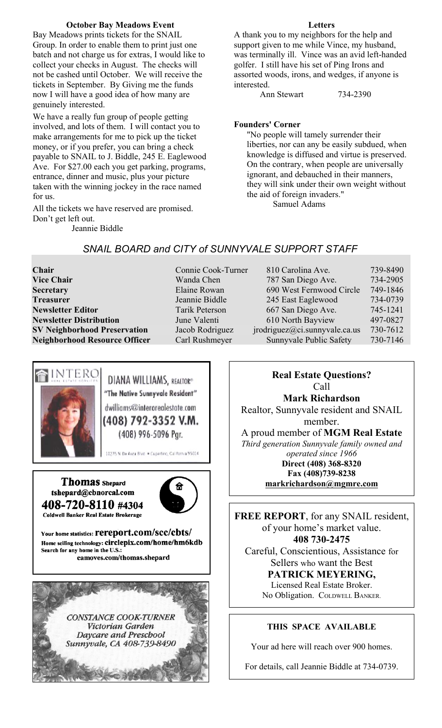**October Bay Meadows Event**

Bay Meadows prints tickets for the SNAIL Group. In order to enable them to print just one batch and not charge us for extras, I would like to collect your checks in August. The checks will not be cashed until October. We will receive the tickets in September. By Giving me the funds now I will have a good idea of how many are genuinely interested.

We have a really fun group of people getting involved, and lots of them. I will contact you to make arrangements for me to pick up the ticket money, or if you prefer, you can bring a check payable to SNAIL to J. Biddle, 245 E. Eaglewood Ave. For $27.00 each you get parking, programs, entrance, dinner and music, plus your picture taken with the winning jockey in the race named for us.

All the tickets we have reserved are promised. Don't get left out.

Jeannie Biddle

**Letters**

A thank you to my neighbors for the help and support given to me while Vince, my husband, was terminally ill. Vince was an avid left-handed golfer. I still have his set of Ping Irons and assorted woods, irons, and wedges, if anyone is interested.

Ann Stewart 734-2390

**Founders' Corner**

"No people will tamely surrender their liberties, nor can any be easily subdued, when knowledge is diffused and virtue is preserved. On the contrary, when people are universally ignorant, and debauched in their manners, they will sink under their own weight without the aid of foreign invaders."

Samuel Adams

## *SNAIL BOARD and CITY of SUNNYVALE SUPPORT STAFF*

| | | | |
|---|---|---|---|
| **Chair** | Connie Cook-Turner | 810 Carolina Ave. | 739-8490 |
| **Vice Chair** | Wanda Chen | 787 San Diego Ave. | 734-2905 |
| **Secretary** | Elaine Rowan | 690 West Fernwood Circle | 749-1846 |
| **Treasurer** | Jeannie Biddle | 245 East Eaglewood | 734-0739 |
| **Newsletter Editor** | Tarik Peterson | 667 San Diego Ave. | 745-1241 |
| **Newsletter Distribution** | June Valenti | 610 North Bayview | 497-0827 |
| **SV Neighborhood Preservation** | Jacob Rodriguez | jrodriguez@ci.sunnyvale.ca.us | 730-7612 |
| **Neighborhood Resource Officer** | Carl Rushmeyer | Sunnyvale Public Safety | 730-7146 |

INTERO REAL ESTATE SERVICES
DIANA WILLIAMS, REALTOR®
"The Native Sunnyvale Resident"
dwilliams@interorealestate.com
(408) 792-3352 V.M.
(408) 996-5096 Pgr.
10275 N. De Anza Blvd. • Cupertino, California 95014

**Real Estate Questions?**
Call
**Mark Richardson**
Realtor, Sunnyvale resident and SNAIL member.
A proud member of **MGM Real Estate**
*Third generation Sunnyvale family owned and operated since 1966*
**Direct (408) 368-8320**
**Fax (408)739-8238**
**markrichardson@mgmre.com**

**Thomas** Shepard
tshepard@cbnorcal.com
**408-720-8110 #4304**
Coldwell Banker Real Estate Brokerage

Your home statistics: **rereport.com/scc/cbts/**
Home selling technology: **circlepix.com/home/hm6kdb**
Search for any home in the U.S.: **camoves.com/thomas.shepard**

**FREE REPORT**, for any SNAIL resident, of your home's market value.
**408 730-2475**
Careful, Conscientious, Assistance for Sellers who want the Best
**PATRICK MEYERING,**
Licensed Real Estate Broker.
No Obligation. COLDWELL BANKER.

*CONSTANCE COOK-TURNER*
*Victorian Garden*
*Daycare and Preschool*
*Sunnyvale, CA 408-739-8490*

**THIS SPACE AVAILABLE**

Your ad here will reach over 900 homes.

For details, call Jeannie Biddle at 734-0739.